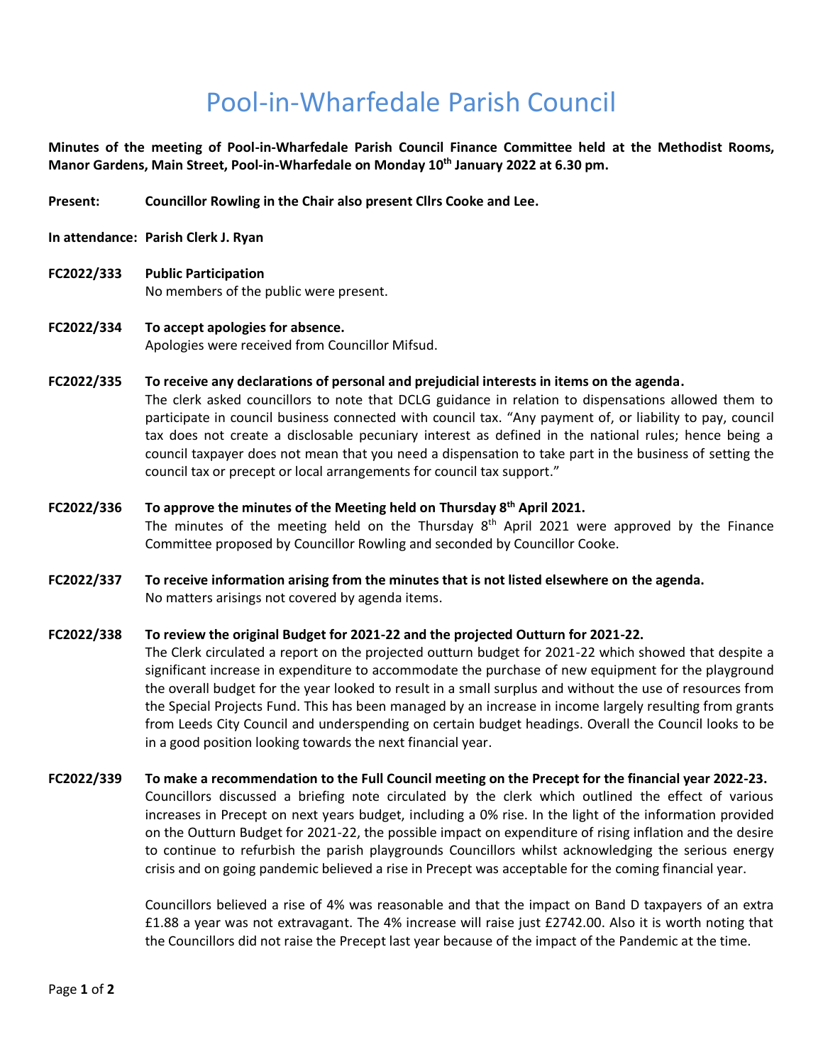# Pool-in-Wharfedale Parish Council

**Minutes of the meeting of Pool-in-Wharfedale Parish Council Finance Committee held at the Methodist Rooms, Manor Gardens, Main Street, Pool-in-Wharfedale on Monday 10th January 2022 at 6.30 pm.**

**Present:** **Councillor Rowling in the Chair also present Cllrs Cooke and Lee.**

**In attendance:** **Parish Clerk J. Ryan**

**FC2022/333** **Public Participation**

No members of the public were present.

**FC2022/334** **To accept apologies for absence.**

Apologies were received from Councillor Mifsud.

**FC2022/335** **To receive any declarations of personal and prejudicial interests in items on the agenda.**

The clerk asked councillors to note that DCLG guidance in relation to dispensations allowed them to participate in council business connected with council tax. "Any payment of, or liability to pay, council tax does not create a disclosable pecuniary interest as defined in the national rules; hence being a council taxpayer does not mean that you need a dispensation to take part in the business of setting the council tax or precept or local arrangements for council tax support."

**FC2022/336** **To approve the minutes of the Meeting held on Thursday 8th April 2021.**

The minutes of the meeting held on the Thursday 8th April 2021 were approved by the Finance Committee proposed by Councillor Rowling and seconded by Councillor Cooke.

**FC2022/337** **To receive information arising from the minutes that is not listed elsewhere on the agenda.**

No matters arisings not covered by agenda items.

**FC2022/338** **To review the original Budget for 2021-22 and the projected Outturn for 2021-22.**

The Clerk circulated a report on the projected outturn budget for 2021-22 which showed that despite a significant increase in expenditure to accommodate the purchase of new equipment for the playground the overall budget for the year looked to result in a small surplus and without the use of resources from the Special Projects Fund. This has been managed by an increase in income largely resulting from grants from Leeds City Council and underspending on certain budget headings. Overall the Council looks to be in a good position looking towards the next financial year.

**FC2022/339** **To make a recommendation to the Full Council meeting on the Precept for the financial year 2022-23.**

Councillors discussed a briefing note circulated by the clerk which outlined the effect of various increases in Precept on next years budget, including a 0% rise. In the light of the information provided on the Outturn Budget for 2021-22, the possible impact on expenditure of rising inflation and the desire to continue to refurbish the parish playgrounds Councillors whilst acknowledging the serious energy crisis and on going pandemic believed a rise in Precept was acceptable for the coming financial year.

Councillors believed a rise of 4% was reasonable and that the impact on Band D taxpayers of an extra £1.88 a year was not extravagant. The 4% increase will raise just £2742.00. Also it is worth noting that the Councillors did not raise the Precept last year because of the impact of the Pandemic at the time.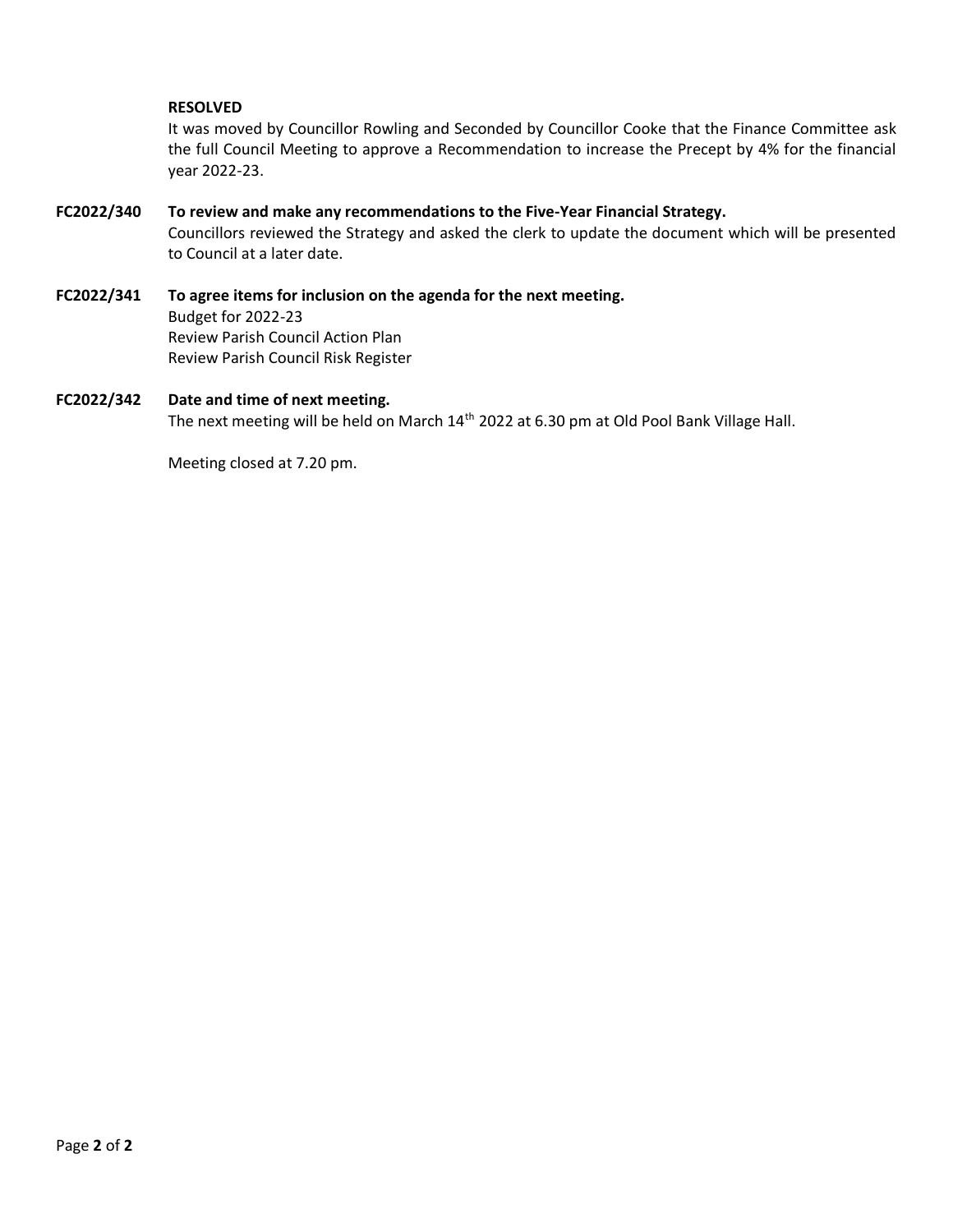**RESOLVED**

It was moved by Councillor Rowling and Seconded by Councillor Cooke that the Finance Committee ask the full Council Meeting to approve a Recommendation to increase the Precept by 4% for the financial year 2022-23.

**FC2022/340 To review and make any recommendations to the Five-Year Financial Strategy.**

Councillors reviewed the Strategy and asked the clerk to update the document which will be presented to Council at a later date.

**FC2022/341 To agree items for inclusion on the agenda for the next meeting.**

Budget for 2022-23
Review Parish Council Action Plan
Review Parish Council Risk Register

**FC2022/342 Date and time of next meeting.**

The next meeting will be held on March 14th 2022 at 6.30 pm at Old Pool Bank Village Hall.

Meeting closed at 7.20 pm.